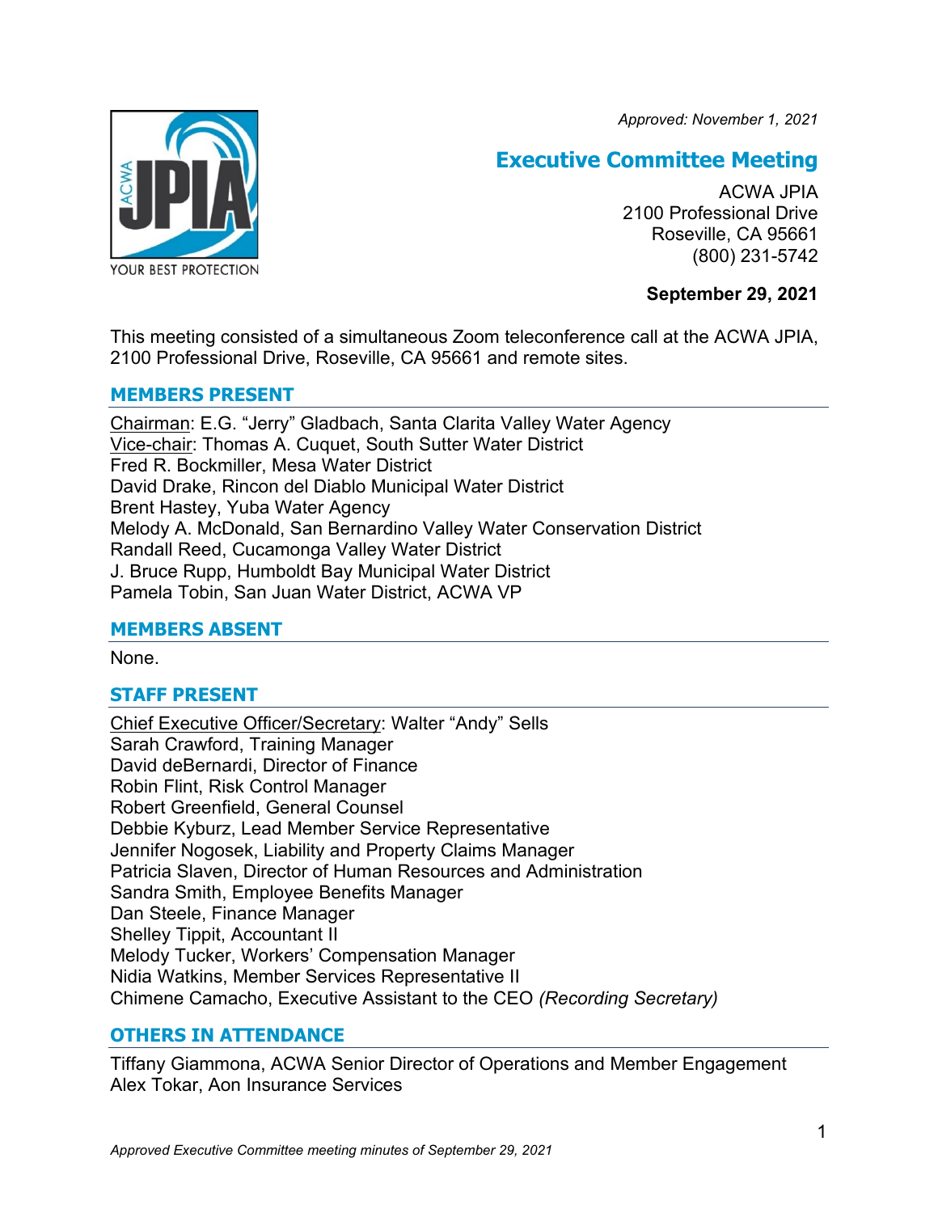*Approved: November 1, 2021*

# Executive Committee Meeting

ACWA JPIA
2100 Professional Drive
Roseville, CA 95661
(800) 231-5742

**September 29, 2021**

This meeting consisted of a simultaneous Zoom teleconference call at the ACWA JPIA, 2100 Professional Drive, Roseville, CA 95661 and remote sites.

## MEMBERS PRESENT

Chairman: E.G. "Jerry" Gladbach, Santa Clarita Valley Water Agency
Vice-chair: Thomas A. Cuquet, South Sutter Water District
Fred R. Bockmiller, Mesa Water District
David Drake, Rincon del Diablo Municipal Water District
Brent Hastey, Yuba Water Agency
Melody A. McDonald, San Bernardino Valley Water Conservation District
Randall Reed, Cucamonga Valley Water District
J. Bruce Rupp, Humboldt Bay Municipal Water District
Pamela Tobin, San Juan Water District, ACWA VP

## MEMBERS ABSENT

None.

## STAFF PRESENT

Chief Executive Officer/Secretary: Walter "Andy" Sells
Sarah Crawford, Training Manager
David deBernardi, Director of Finance
Robin Flint, Risk Control Manager
Robert Greenfield, General Counsel
Debbie Kyburz, Lead Member Service Representative
Jennifer Nogosek, Liability and Property Claims Manager
Patricia Slaven, Director of Human Resources and Administration
Sandra Smith, Employee Benefits Manager
Dan Steele, Finance Manager
Shelley Tippit, Accountant II
Melody Tucker, Workers' Compensation Manager
Nidia Watkins, Member Services Representative II
Chimene Camacho, Executive Assistant to the CEO *(Recording Secretary)*

## OTHERS IN ATTENDANCE

Tiffany Giammona, ACWA Senior Director of Operations and Member Engagement
Alex Tokar, Aon Insurance Services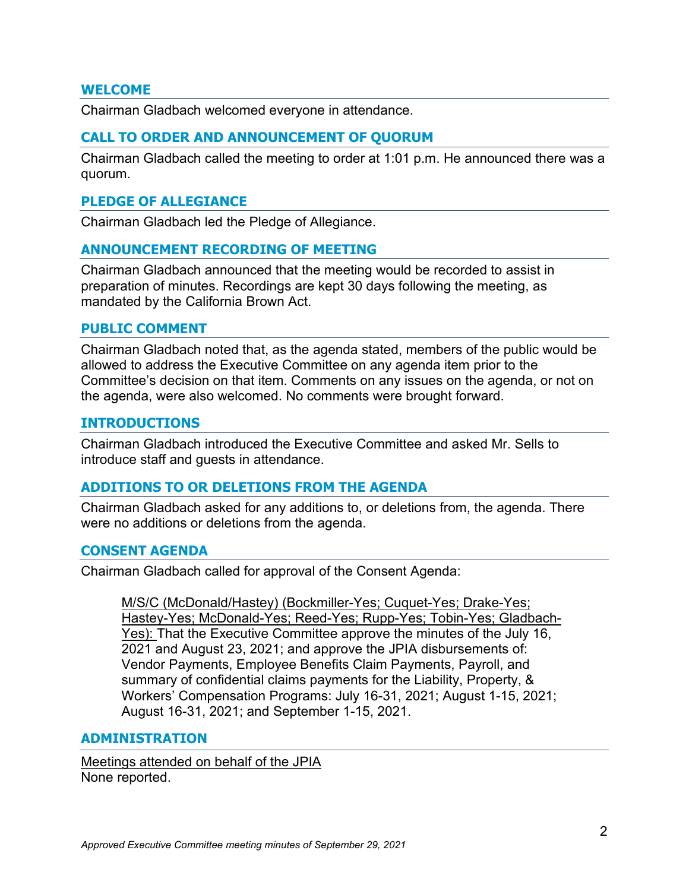## WELCOME

Chairman Gladbach welcomed everyone in attendance.

## CALL TO ORDER AND ANNOUNCEMENT OF QUORUM

Chairman Gladbach called the meeting to order at 1:01 p.m. He announced there was a quorum.

## PLEDGE OF ALLEGIANCE

Chairman Gladbach led the Pledge of Allegiance.

## ANNOUNCEMENT RECORDING OF MEETING

Chairman Gladbach announced that the meeting would be recorded to assist in preparation of minutes. Recordings are kept 30 days following the meeting, as mandated by the California Brown Act.

## PUBLIC COMMENT

Chairman Gladbach noted that, as the agenda stated, members of the public would be allowed to address the Executive Committee on any agenda item prior to the Committee's decision on that item. Comments on any issues on the agenda, or not on the agenda, were also welcomed. No comments were brought forward.

## INTRODUCTIONS

Chairman Gladbach introduced the Executive Committee and asked Mr. Sells to introduce staff and guests in attendance.

## ADDITIONS TO OR DELETIONS FROM THE AGENDA

Chairman Gladbach asked for any additions to, or deletions from, the agenda. There were no additions or deletions from the agenda.

## CONSENT AGENDA

Chairman Gladbach called for approval of the Consent Agenda:

> <u>M/S/C (McDonald/Hastey) (Bockmiller-Yes; Cuquet-Yes; Drake-Yes; Hastey-Yes; McDonald-Yes; Reed-Yes; Rupp-Yes; Tobin-Yes; Gladbach-Yes):</u> That the Executive Committee approve the minutes of the July 16, 2021 and August 23, 2021; and approve the JPIA disbursements of: Vendor Payments, Employee Benefits Claim Payments, Payroll, and summary of confidential claims payments for the Liability, Property, & Workers' Compensation Programs: July 16-31, 2021; August 1-15, 2021; August 16-31, 2021; and September 1-15, 2021.

## ADMINISTRATION

<u>Meetings attended on behalf of the JPIA</u>
None reported.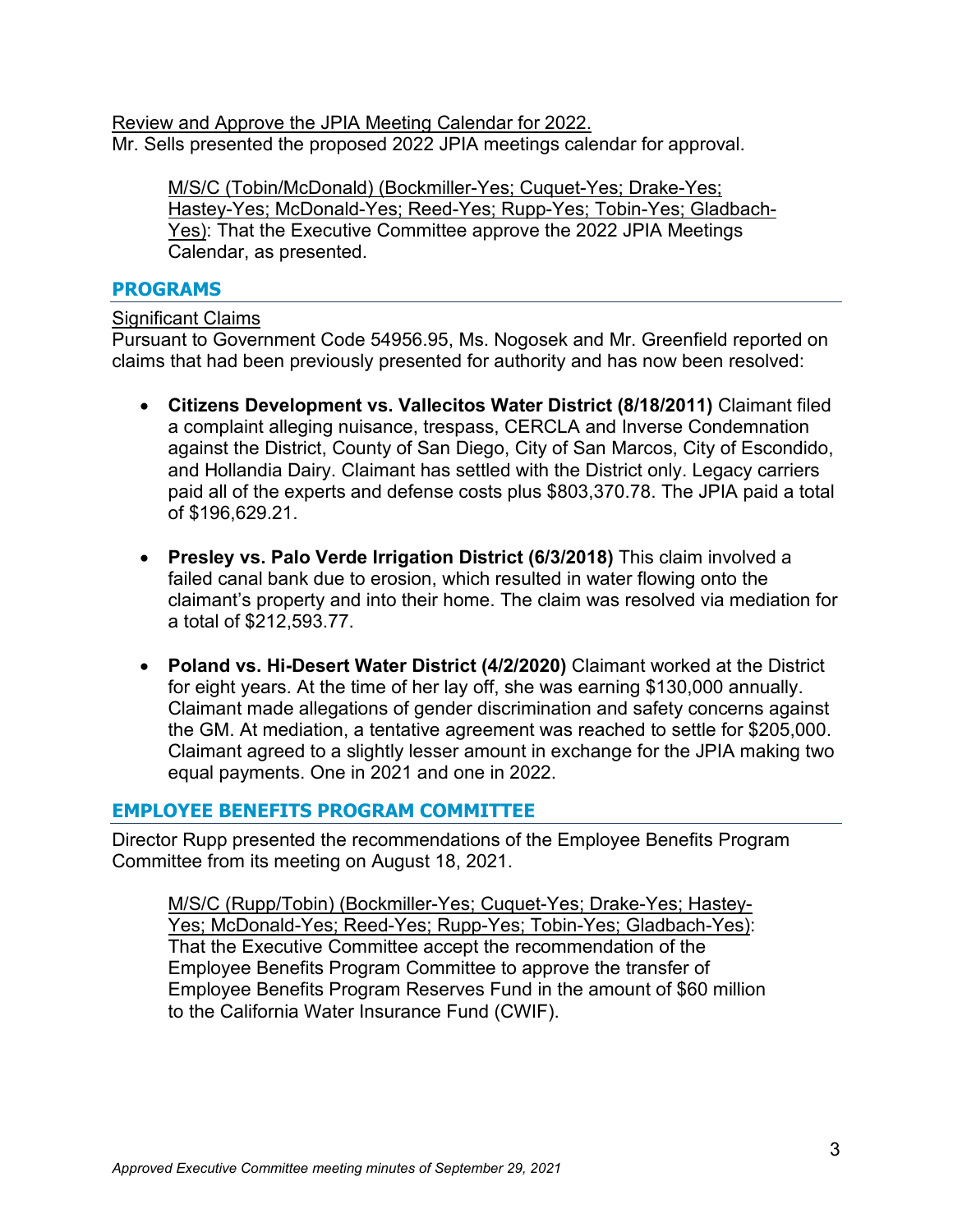Review and Approve the JPIA Meeting Calendar for 2022.
Mr. Sells presented the proposed 2022 JPIA meetings calendar for approval.

> M/S/C (Tobin/McDonald) (Bockmiller-Yes; Cuquet-Yes; Drake-Yes; Hastey-Yes; McDonald-Yes; Reed-Yes; Rupp-Yes; Tobin-Yes; Gladbach-Yes): That the Executive Committee approve the 2022 JPIA Meetings Calendar, as presented.

## PROGRAMS

Significant Claims
Pursuant to Government Code 54956.95, Ms. Nogosek and Mr. Greenfield reported on claims that had been previously presented for authority and has now been resolved:

- **Citizens Development vs. Vallecitos Water District (8/18/2011)** Claimant filed a complaint alleging nuisance, trespass, CERCLA and Inverse Condemnation against the District, County of San Diego, City of San Marcos, City of Escondido, and Hollandia Dairy. Claimant has settled with the District only. Legacy carriers paid all of the experts and defense costs plus $803,370.78. The JPIA paid a total of $196,629.21.

- **Presley vs. Palo Verde Irrigation District (6/3/2018)** This claim involved a failed canal bank due to erosion, which resulted in water flowing onto the claimant's property and into their home. The claim was resolved via mediation for a total of $212,593.77.

- **Poland vs. Hi-Desert Water District (4/2/2020)** Claimant worked at the District for eight years. At the time of her lay off, she was earning $130,000 annually. Claimant made allegations of gender discrimination and safety concerns against the GM. At mediation, a tentative agreement was reached to settle for $205,000. Claimant agreed to a slightly lesser amount in exchange for the JPIA making two equal payments. One in 2021 and one in 2022.

## EMPLOYEE BENEFITS PROGRAM COMMITTEE

Director Rupp presented the recommendations of the Employee Benefits Program Committee from its meeting on August 18, 2021.

> M/S/C (Rupp/Tobin) (Bockmiller-Yes; Cuquet-Yes; Drake-Yes; Hastey-Yes; McDonald-Yes; Reed-Yes; Rupp-Yes; Tobin-Yes; Gladbach-Yes): That the Executive Committee accept the recommendation of the Employee Benefits Program Committee to approve the transfer of Employee Benefits Program Reserves Fund in the amount of $60 million to the California Water Insurance Fund (CWIF).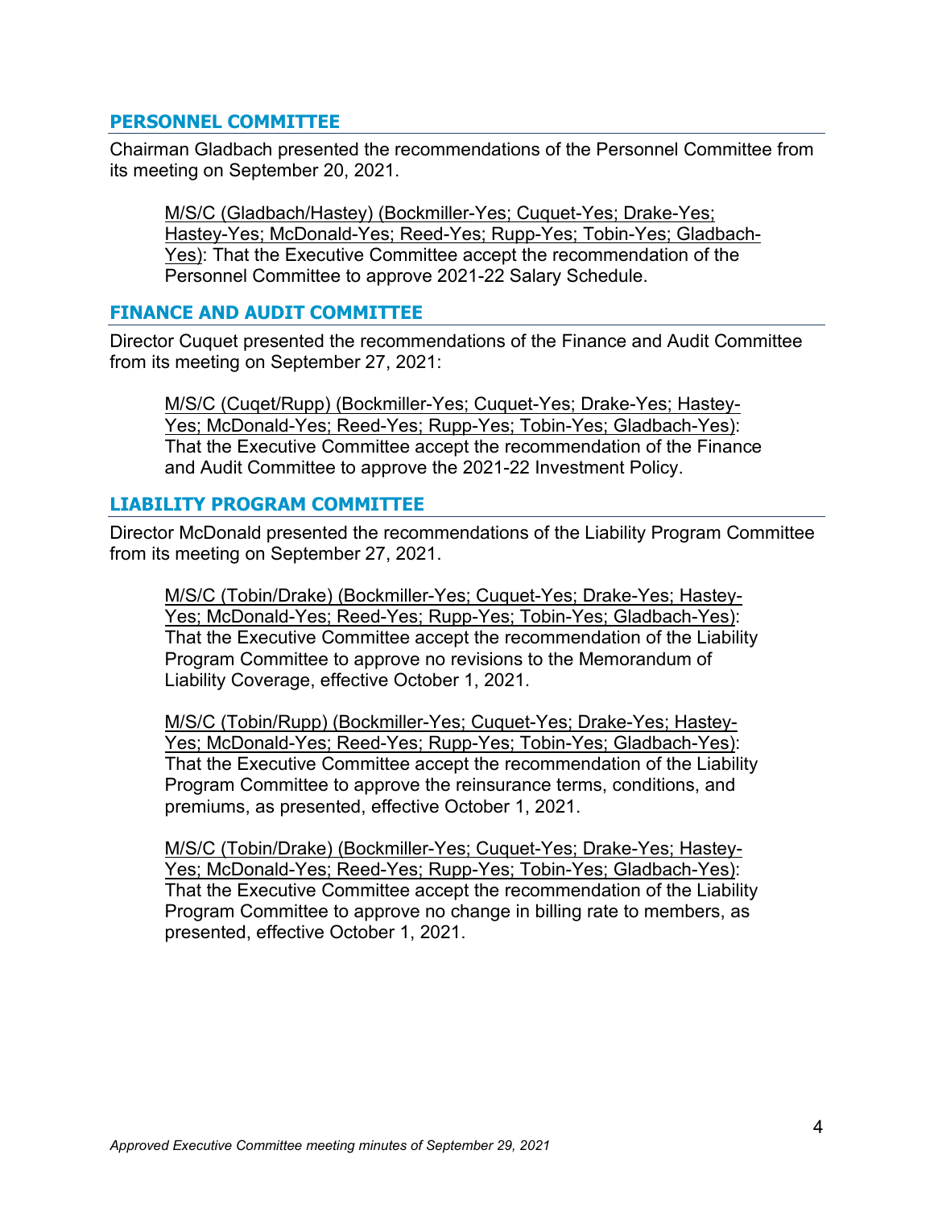## PERSONNEL COMMITTEE

Chairman Gladbach presented the recommendations of the Personnel Committee from its meeting on September 20, 2021.

> <u>M/S/C (Gladbach/Hastey) (Bockmiller-Yes; Cuquet-Yes; Drake-Yes; Hastey-Yes; McDonald-Yes; Reed-Yes; Rupp-Yes; Tobin-Yes; Gladbach-Yes)</u>: That the Executive Committee accept the recommendation of the Personnel Committee to approve 2021-22 Salary Schedule.

## FINANCE AND AUDIT COMMITTEE

Director Cuquet presented the recommendations of the Finance and Audit Committee from its meeting on September 27, 2021:

> <u>M/S/C (Cuqet/Rupp) (Bockmiller-Yes; Cuquet-Yes; Drake-Yes; Hastey-Yes; McDonald-Yes; Reed-Yes; Rupp-Yes; Tobin-Yes; Gladbach-Yes)</u>: That the Executive Committee accept the recommendation of the Finance and Audit Committee to approve the 2021-22 Investment Policy.

## LIABILITY PROGRAM COMMITTEE

Director McDonald presented the recommendations of the Liability Program Committee from its meeting on September 27, 2021.

> <u>M/S/C (Tobin/Drake) (Bockmiller-Yes; Cuquet-Yes; Drake-Yes; Hastey-Yes; McDonald-Yes; Reed-Yes; Rupp-Yes; Tobin-Yes; Gladbach-Yes)</u>: That the Executive Committee accept the recommendation of the Liability Program Committee to approve no revisions to the Memorandum of Liability Coverage, effective October 1, 2021.

> <u>M/S/C (Tobin/Rupp) (Bockmiller-Yes; Cuquet-Yes; Drake-Yes; Hastey-Yes; McDonald-Yes; Reed-Yes; Rupp-Yes; Tobin-Yes; Gladbach-Yes)</u>: That the Executive Committee accept the recommendation of the Liability Program Committee to approve the reinsurance terms, conditions, and premiums, as presented, effective October 1, 2021.

> <u>M/S/C (Tobin/Drake) (Bockmiller-Yes; Cuquet-Yes; Drake-Yes; Hastey-Yes; McDonald-Yes; Reed-Yes; Rupp-Yes; Tobin-Yes; Gladbach-Yes)</u>: That the Executive Committee accept the recommendation of the Liability Program Committee to approve no change in billing rate to members, as presented, effective October 1, 2021.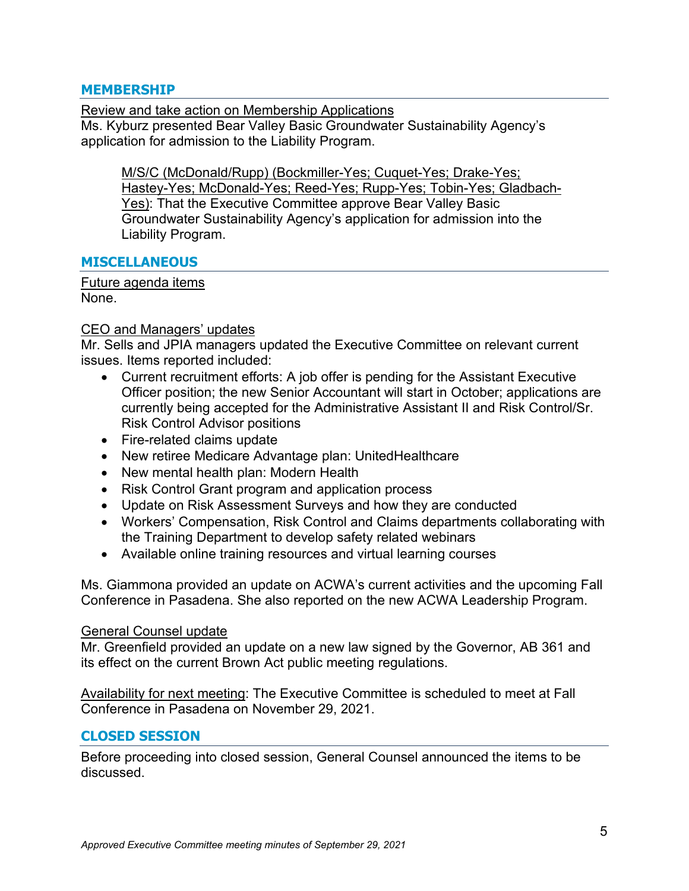## MEMBERSHIP

Review and take action on Membership Applications
Ms. Kyburz presented Bear Valley Basic Groundwater Sustainability Agency's application for admission to the Liability Program.

> M/S/C (McDonald/Rupp) (Bockmiller-Yes; Cuquet-Yes; Drake-Yes; Hastey-Yes; McDonald-Yes; Reed-Yes; Rupp-Yes; Tobin-Yes; Gladbach-Yes): That the Executive Committee approve Bear Valley Basic Groundwater Sustainability Agency's application for admission into the Liability Program.

## MISCELLANEOUS

Future agenda items
None.

CEO and Managers' updates
Mr. Sells and JPIA managers updated the Executive Committee on relevant current issues. Items reported included:

- Current recruitment efforts: A job offer is pending for the Assistant Executive Officer position; the new Senior Accountant will start in October; applications are currently being accepted for the Administrative Assistant II and Risk Control/Sr. Risk Control Advisor positions
- Fire-related claims update
- New retiree Medicare Advantage plan: UnitedHealthcare
- New mental health plan: Modern Health
- Risk Control Grant program and application process
- Update on Risk Assessment Surveys and how they are conducted
- Workers' Compensation, Risk Control and Claims departments collaborating with the Training Department to develop safety related webinars
- Available online training resources and virtual learning courses

Ms. Giammona provided an update on ACWA's current activities and the upcoming Fall Conference in Pasadena. She also reported on the new ACWA Leadership Program.

General Counsel update
Mr. Greenfield provided an update on a new law signed by the Governor, AB 361 and its effect on the current Brown Act public meeting regulations.

Availability for next meeting: The Executive Committee is scheduled to meet at Fall Conference in Pasadena on November 29, 2021.

## CLOSED SESSION

Before proceeding into closed session, General Counsel announced the items to be discussed.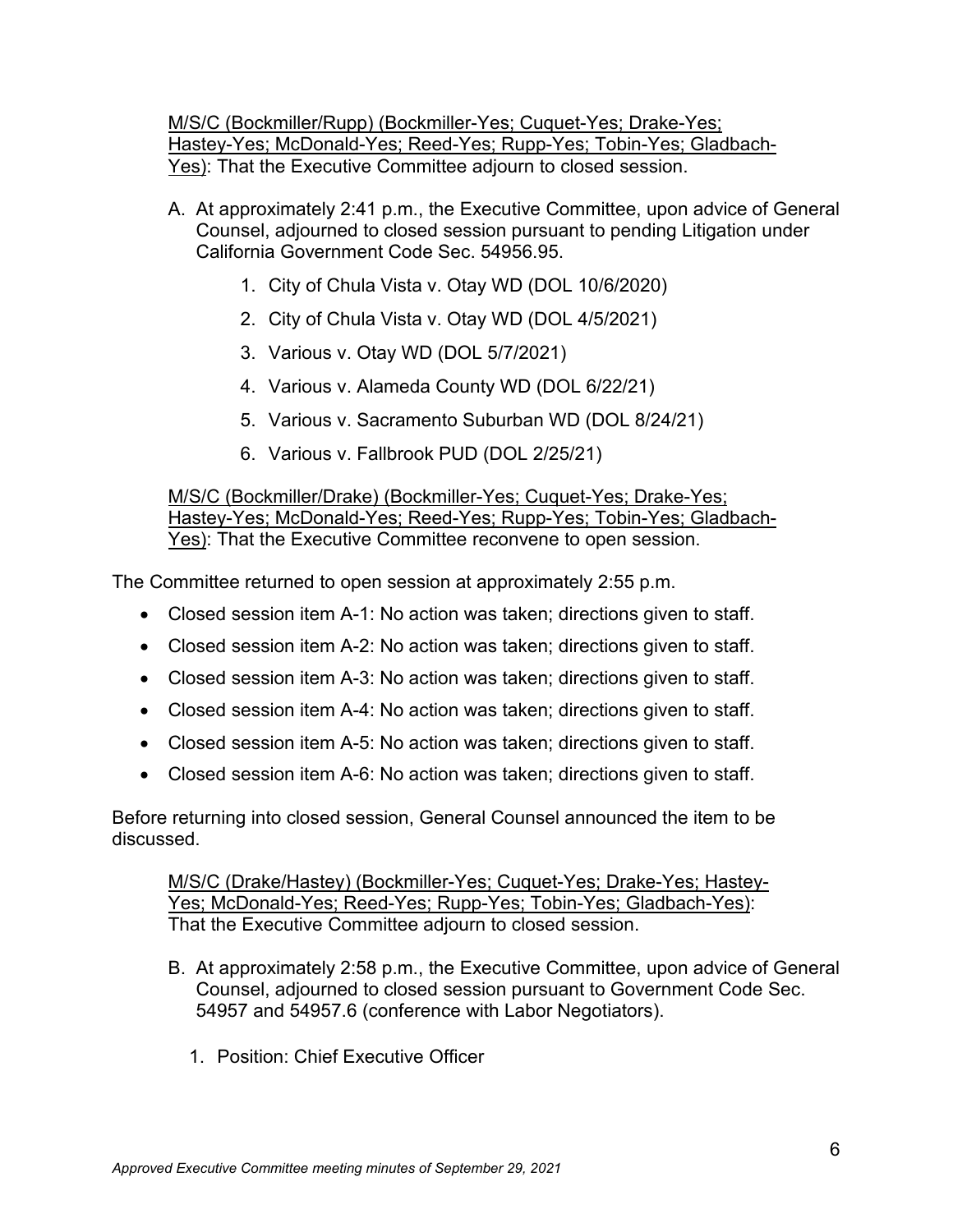M/S/C (Bockmiller/Rupp) (Bockmiller-Yes; Cuquet-Yes; Drake-Yes; Hastey-Yes; McDonald-Yes; Reed-Yes; Rupp-Yes; Tobin-Yes; Gladbach-Yes): That the Executive Committee adjourn to closed session.

A. At approximately 2:41 p.m., the Executive Committee, upon advice of General Counsel, adjourned to closed session pursuant to pending Litigation under California Government Code Sec. 54956.95.

   1. City of Chula Vista v. Otay WD (DOL 10/6/2020)
   2. City of Chula Vista v. Otay WD (DOL 4/5/2021)
   3. Various v. Otay WD (DOL 5/7/2021)
   4. Various v. Alameda County WD (DOL 6/22/21)
   5. Various v. Sacramento Suburban WD (DOL 8/24/21)
   6. Various v. Fallbrook PUD (DOL 2/25/21)

M/S/C (Bockmiller/Drake) (Bockmiller-Yes; Cuquet-Yes; Drake-Yes; Hastey-Yes; McDonald-Yes; Reed-Yes; Rupp-Yes; Tobin-Yes; Gladbach-Yes): That the Executive Committee reconvene to open session.

The Committee returned to open session at approximately 2:55 p.m.

- Closed session item A-1: No action was taken; directions given to staff.
- Closed session item A-2: No action was taken; directions given to staff.
- Closed session item A-3: No action was taken; directions given to staff.
- Closed session item A-4: No action was taken; directions given to staff.
- Closed session item A-5: No action was taken; directions given to staff.
- Closed session item A-6: No action was taken; directions given to staff.

Before returning into closed session, General Counsel announced the item to be discussed.

M/S/C (Drake/Hastey) (Bockmiller-Yes; Cuquet-Yes; Drake-Yes; Hastey-Yes; McDonald-Yes; Reed-Yes; Rupp-Yes; Tobin-Yes; Gladbach-Yes): That the Executive Committee adjourn to closed session.

B. At approximately 2:58 p.m., the Executive Committee, upon advice of General Counsel, adjourned to closed session pursuant to Government Code Sec. 54957 and 54957.6 (conference with Labor Negotiators).

   1. Position: Chief Executive Officer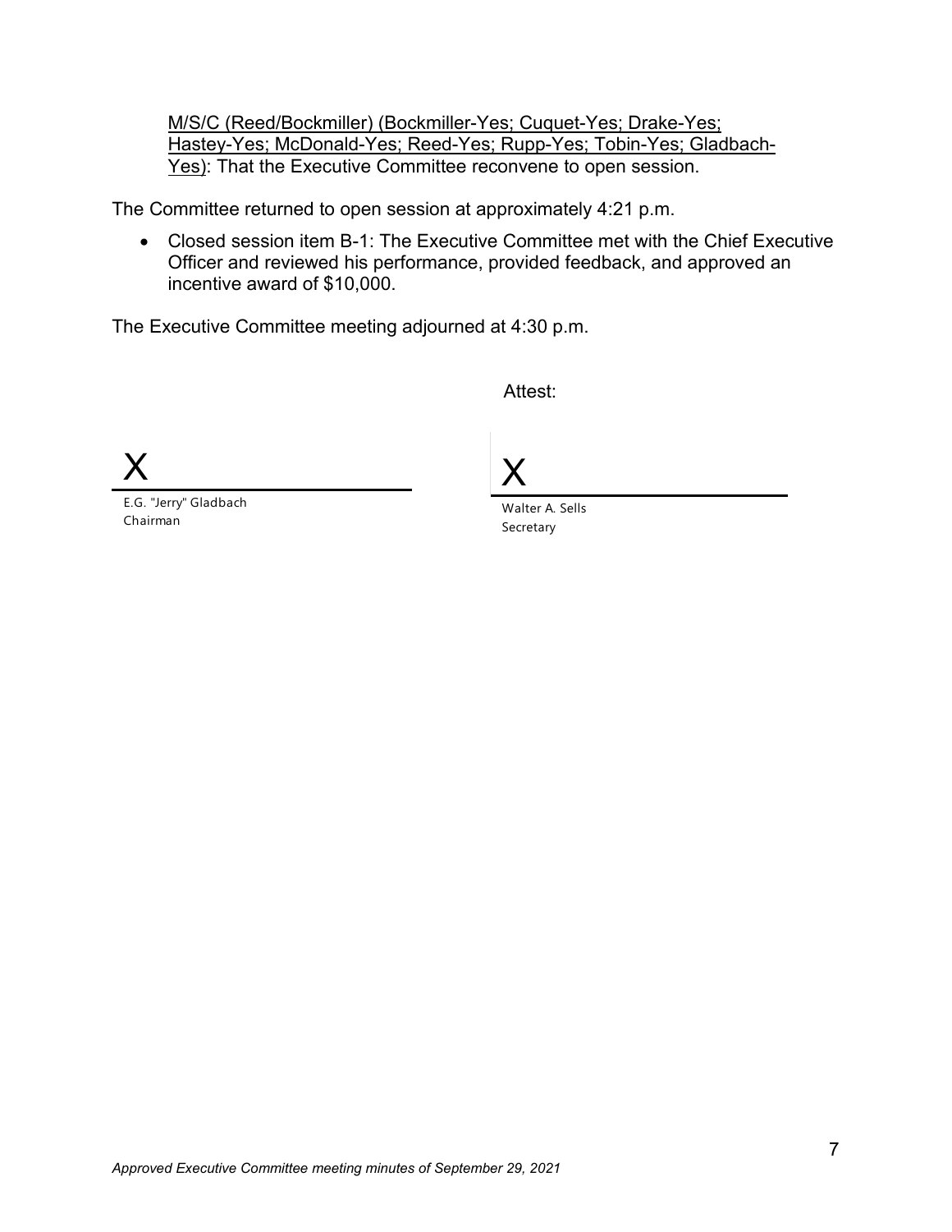M/S/C (Reed/Bockmiller) (Bockmiller-Yes; Cuquet-Yes; Drake-Yes; Hastey-Yes; McDonald-Yes; Reed-Yes; Rupp-Yes; Tobin-Yes; Gladbach-Yes): That the Executive Committee reconvene to open session.

The Committee returned to open session at approximately 4:21 p.m.

- Closed session item B-1: The Executive Committee met with the Chief Executive Officer and reviewed his performance, provided feedback, and approved an incentive award of $10,000.

The Executive Committee meeting adjourned at 4:30 p.m.

Attest:

X
E.G. "Jerry" Gladbach
Chairman

X
Walter A. Sells
Secretary

*Approved Executive Committee meeting minutes of September 29, 2021*